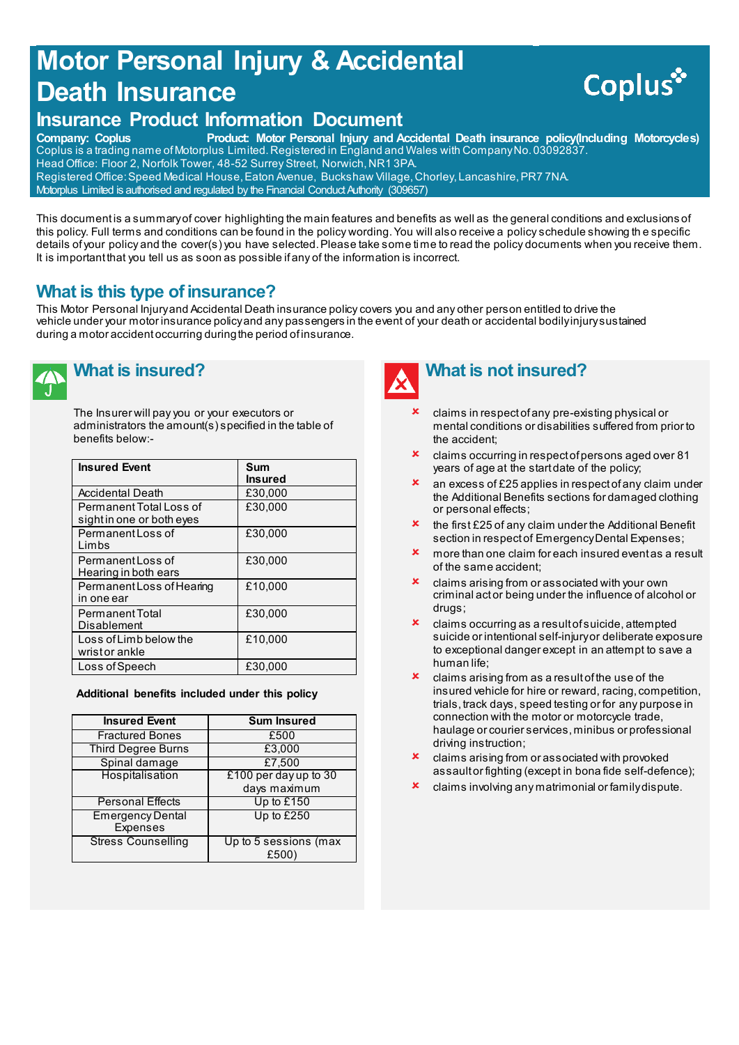# Motor Personal Injury & Accidental Death Insurance

## Insurance Product Information Document

**Company: Coplus** **Product: Motor Personal Injury and Accidental Death insurance policy(Including Motorcycles)**

Coplus is a trading name of Motorplus Limited. Registered in England and Wales with Company No. 03092837.
Head Office: Floor 2, Norfolk Tower, 48-52 Surrey Street, Norwich, NR1 3PA.
Registered Office: Speed Medical House, Eaton Avenue, Buckshaw Village, Chorley, Lancashire, PR7 7NA.
Motorplus Limited is authorised and regulated by the Financial Conduct Authority (309657)

This document is a summary of cover highlighting the main features and benefits as well as the general conditions and exclusions of this policy. Full terms and conditions can be found in the policy wording. You will also receive a policy schedule showing the specific details of your policy and the cover(s) you have selected. Please take some time to read the policy documents when you receive them. It is important that you tell us as soon as possible if any of the information is incorrect.

## What is this type of insurance?

This Motor Personal Injury and Accidental Death insurance policy covers you and any other person entitled to drive the vehicle under your motor insurance policy and any passengers in the event of your death or accidental bodily injury sustained during a motor accident occurring during the period of insurance.

## What is insured?

The Insurer will pay you or your executors or administrators the amount(s) specified in the table of benefits below:-

| Insured Event | Sum Insured |
|---|---|
| Accidental Death | £30,000 |
| Permanent Total Loss of sight in one or both eyes | £30,000 |
| Permanent Loss of Limbs | £30,000 |
| Permanent Loss of Hearing in both ears | £30,000 |
| Permanent Loss of Hearing in one ear | £10,000 |
| Permanent Total Disablement | £30,000 |
| Loss of Limb below the wrist or ankle | £10,000 |
| Loss of Speech | £30,000 |

**Additional benefits included under this policy**

| Insured Event | Sum Insured |
|---|---|
| Fractured Bones | £500 |
| Third Degree Burns | £3,000 |
| Spinal damage | £7,500 |
| Hospitalisation | £100 per day up to 30 days maximum |
| Personal Effects | Up to £150 |
| Emergency Dental Expenses | Up to £250 |
| Stress Counselling | Up to 5 sessions (max £500) |

## What is not insured?

- claims in respect of any pre-existing physical or mental conditions or disabilities suffered from prior to the accident;
- claims occurring in respect of persons aged over 81 years of age at the start date of the policy;
- an excess of £25 applies in respect of any claim under the Additional Benefits sections for damaged clothing or personal effects;
- the first £25 of any claim under the Additional Benefit section in respect of Emergency Dental Expenses;
- more than one claim for each insured event as a result of the same accident;
- claims arising from or associated with your own criminal act or being under the influence of alcohol or drugs;
- claims occurring as a result of suicide, attempted suicide or intentional self-injury or deliberate exposure to exceptional danger except in an attempt to save a human life;
- claims arising from as a result of the use of the insured vehicle for hire or reward, racing, competition, trials, track days, speed testing or for any purpose in connection with the motor or motorcycle trade, haulage or courier services, minibus or professional driving instruction;
- claims arising from or associated with provoked assault or fighting (except in bona fide self-defence);
- claims involving any matrimonial or family dispute.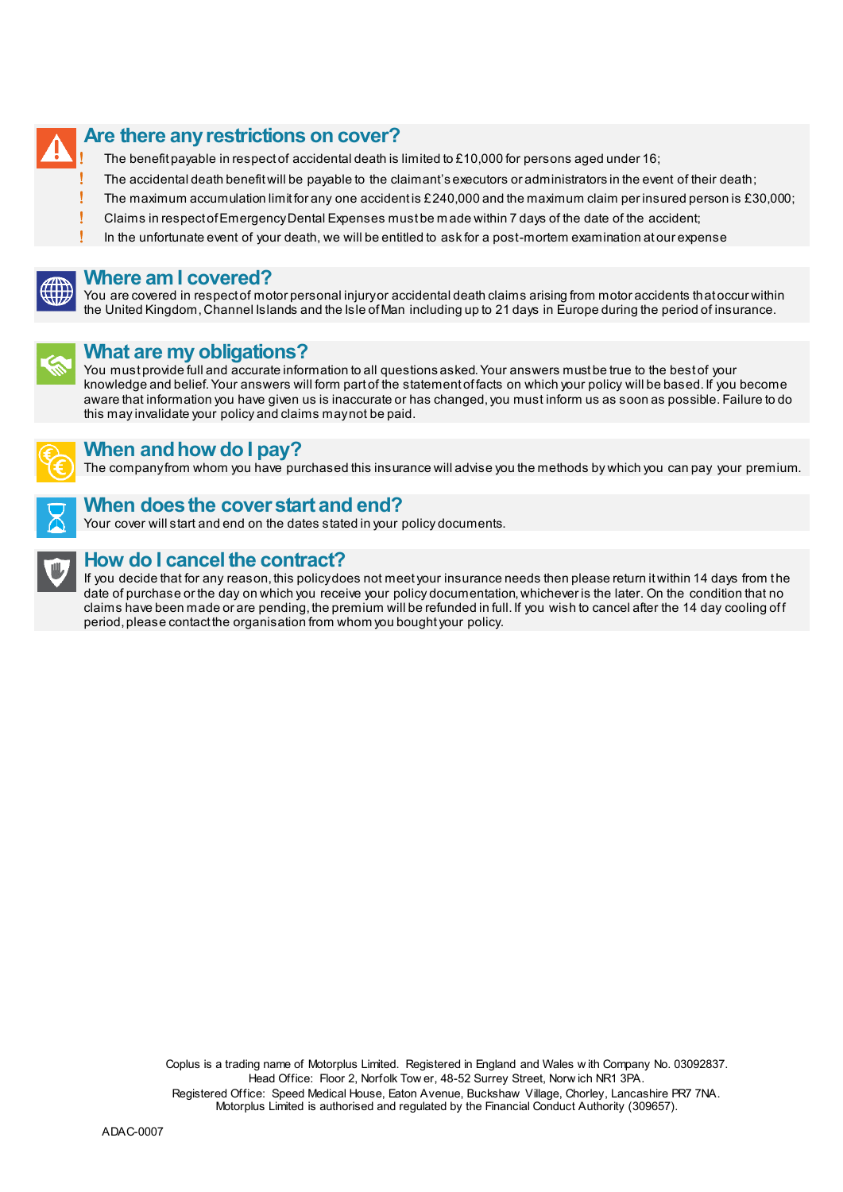## Are there any restrictions on cover?

- The benefit payable in respect of accidental death is limited to £10,000 for persons aged under 16;
- The accidental death benefit will be payable to the claimant's executors or administrators in the event of their death;
- The maximum accumulation limit for any one accident is £240,000 and the maximum claim per insured person is £30,000;
- Claims in respect of Emergency Dental Expenses must be made within 7 days of the date of the accident;
- In the unfortunate event of your death, we will be entitled to ask for a post-mortem examination at our expense

## Where am I covered?

You are covered in respect of motor personal injury or accidental death claims arising from motor accidents that occur within the United Kingdom, Channel Islands and the Isle of Man including up to 21 days in Europe during the period of insurance.

## What are my obligations?

You must provide full and accurate information to all questions asked. Your answers must be true to the best of your knowledge and belief. Your answers will form part of the statement of facts on which your policy will be based. If you become aware that information you have given us is inaccurate or has changed, you must inform us as soon as possible. Failure to do this may invalidate your policy and claims may not be paid.

## When and how do I pay?

The company from whom you have purchased this insurance will advise you the methods by which you can pay your premium.

## When does the cover start and end?

Your cover will start and end on the dates stated in your policy documents.

## How do I cancel the contract?

If you decide that for any reason, this policy does not meet your insurance needs then please return it within 14 days from the date of purchase or the day on which you receive your policy documentation, whichever is the later. On the condition that no claims have been made or are pending, the premium will be refunded in full. If you wish to cancel after the 14 day cooling off period, please contact the organisation from whom you bought your policy.

Coplus is a trading name of Motorplus Limited. Registered in England and Wales with Company No. 03092837.
Head Office: Floor 2, Norfolk Tower, 48-52 Surrey Street, Norwich NR1 3PA.
Registered Office: Speed Medical House, Eaton Avenue, Buckshaw Village, Chorley, Lancashire PR7 7NA.
Motorplus Limited is authorised and regulated by the Financial Conduct Authority (309657).

ADAC-0007